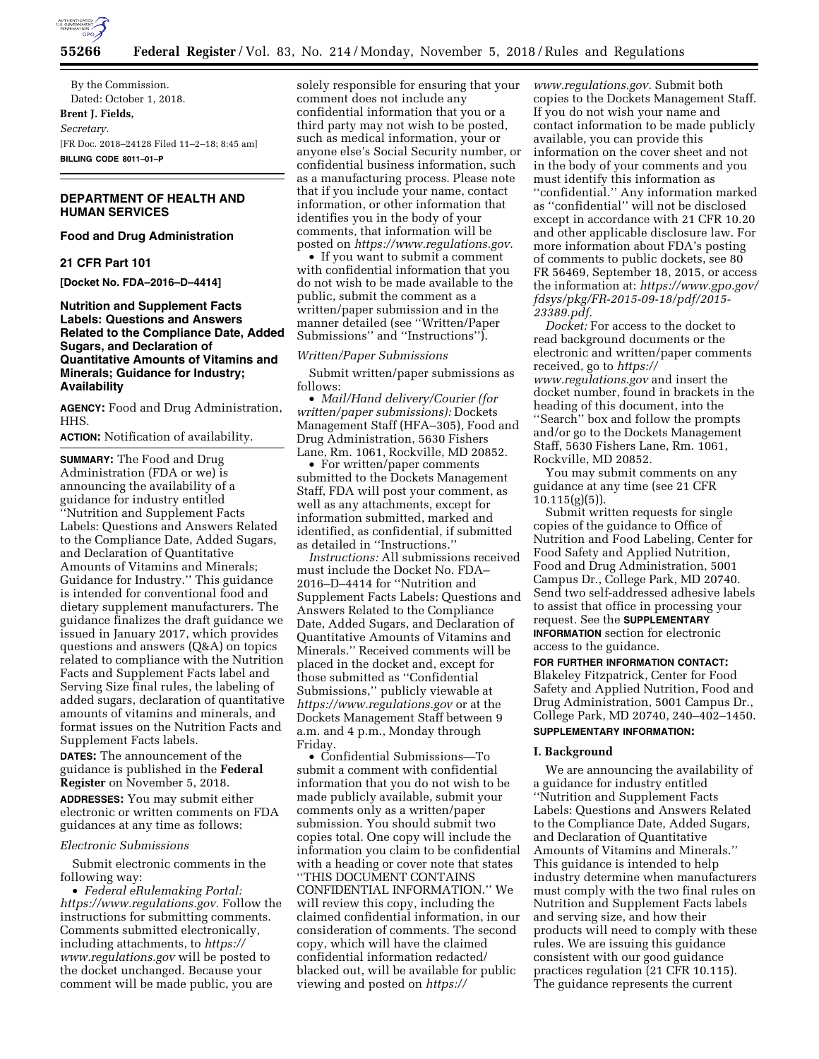By the Commission.

Dated: October 1, 2018.

**Brent J. Fields,**

*Secretary.*

[FR Doc. 2018–24128 Filed 11–2–18; 8:45 am]

**BILLING CODE 8011–01–P**

## DEPARTMENT OF HEALTH AND HUMAN SERVICES

### Food and Drug Administration

### 21 CFR Part 101

**[Docket No. FDA–2016–D–4414]**

### Nutrition and Supplement Facts Labels: Questions and Answers Related to the Compliance Date, Added Sugars, and Declaration of Quantitative Amounts of Vitamins and Minerals; Guidance for Industry; Availability

**AGENCY:** Food and Drug Administration, HHS.

**ACTION:** Notification of availability.

**SUMMARY:** The Food and Drug Administration (FDA or we) is announcing the availability of a guidance for industry entitled ''Nutrition and Supplement Facts Labels: Questions and Answers Related to the Compliance Date, Added Sugars, and Declaration of Quantitative Amounts of Vitamins and Minerals; Guidance for Industry.'' This guidance is intended for conventional food and dietary supplement manufacturers. The guidance finalizes the draft guidance we issued in January 2017, which provides questions and answers (Q&A) on topics related to compliance with the Nutrition Facts and Supplement Facts label and Serving Size final rules, the labeling of added sugars, declaration of quantitative amounts of vitamins and minerals, and format issues on the Nutrition Facts and Supplement Facts labels.

**DATES:** The announcement of the guidance is published in the **Federal Register** on November 5, 2018.

**ADDRESSES:** You may submit either electronic or written comments on FDA guidances at any time as follows:

*Electronic Submissions*

Submit electronic comments in the following way:

- *Federal eRulemaking Portal: https://www.regulations.gov.* Follow the instructions for submitting comments. Comments submitted electronically, including attachments, to *https://www.regulations.gov* will be posted to the docket unchanged. Because your comment will be made public, you are solely responsible for ensuring that your comment does not include any confidential information that you or a third party may not wish to be posted, such as medical information, your or anyone else's Social Security number, or confidential business information, such as a manufacturing process. Please note that if you include your name, contact information, or other information that identifies you in the body of your comments, that information will be posted on *https://www.regulations.gov.*
- If you want to submit a comment with confidential information that you do not wish to be made available to the public, submit the comment as a written/paper submission and in the manner detailed (see ''Written/Paper Submissions'' and ''Instructions'').

*Written/Paper Submissions*

Submit written/paper submissions as follows:

- *Mail/Hand delivery/Courier (for written/paper submissions):* Dockets Management Staff (HFA–305), Food and Drug Administration, 5630 Fishers Lane, Rm. 1061, Rockville, MD 20852.
- For written/paper comments submitted to the Dockets Management Staff, FDA will post your comment, as well as any attachments, except for information submitted, marked and identified, as confidential, if submitted as detailed in ''Instructions.''

*Instructions:* All submissions received must include the Docket No. FDA–2016–D–4414 for ''Nutrition and Supplement Facts Labels: Questions and Answers Related to the Compliance Date, Added Sugars, and Declaration of Quantitative Amounts of Vitamins and Minerals.'' Received comments will be placed in the docket and, except for those submitted as ''Confidential Submissions,'' publicly viewable at *https://www.regulations.gov* or at the Dockets Management Staff between 9 a.m. and 4 p.m., Monday through Friday.

- Confidential Submissions—To submit a comment with confidential information that you do not wish to be made publicly available, submit your comments only as a written/paper submission. You should submit two copies total. One copy will include the information you claim to be confidential with a heading or cover note that states ''THIS DOCUMENT CONTAINS CONFIDENTIAL INFORMATION.'' We will review this copy, including the claimed confidential information, in our consideration of comments. The second copy, which will have the claimed confidential information redacted/blacked out, will be available for public viewing and posted on *https://www.regulations.gov.* Submit both copies to the Dockets Management Staff. If you do not wish your name and contact information to be made publicly available, you can provide this information on the cover sheet and not in the body of your comments and you must identify this information as ''confidential.'' Any information marked as ''confidential'' will not be disclosed except in accordance with 21 CFR 10.20 and other applicable disclosure law. For more information about FDA's posting of comments to public dockets, see 80 FR 56469, September 18, 2015, or access the information at: *https://www.gpo.gov/fdsys/pkg/FR-2015-09-18/pdf/2015-23389.pdf.*

*Docket:* For access to the docket to read background documents or the electronic and written/paper comments received, go to *https://www.regulations.gov* and insert the docket number, found in brackets in the heading of this document, into the ''Search'' box and follow the prompts and/or go to the Dockets Management Staff, 5630 Fishers Lane, Rm. 1061, Rockville, MD 20852.

You may submit comments on any guidance at any time (see 21 CFR 10.115(g)(5)).

Submit written requests for single copies of the guidance to Office of Nutrition and Food Labeling, Center for Food Safety and Applied Nutrition, Food and Drug Administration, 5001 Campus Dr., College Park, MD 20740. Send two self-addressed adhesive labels to assist that office in processing your request. See the **SUPPLEMENTARY INFORMATION** section for electronic access to the guidance.

**FOR FURTHER INFORMATION CONTACT:** Blakeley Fitzpatrick, Center for Food Safety and Applied Nutrition, Food and Drug Administration, 5001 Campus Dr., College Park, MD 20740, 240–402–1450.

**SUPPLEMENTARY INFORMATION:**

#### I. Background

We are announcing the availability of a guidance for industry entitled ''Nutrition and Supplement Facts Labels: Questions and Answers Related to the Compliance Date, Added Sugars, and Declaration of Quantitative Amounts of Vitamins and Minerals.'' This guidance is intended to help industry determine when manufacturers must comply with the two final rules on Nutrition and Supplement Facts labels and serving size, and how their products will need to comply with these rules. We are issuing this guidance consistent with our good guidance practices regulation (21 CFR 10.115). The guidance represents the current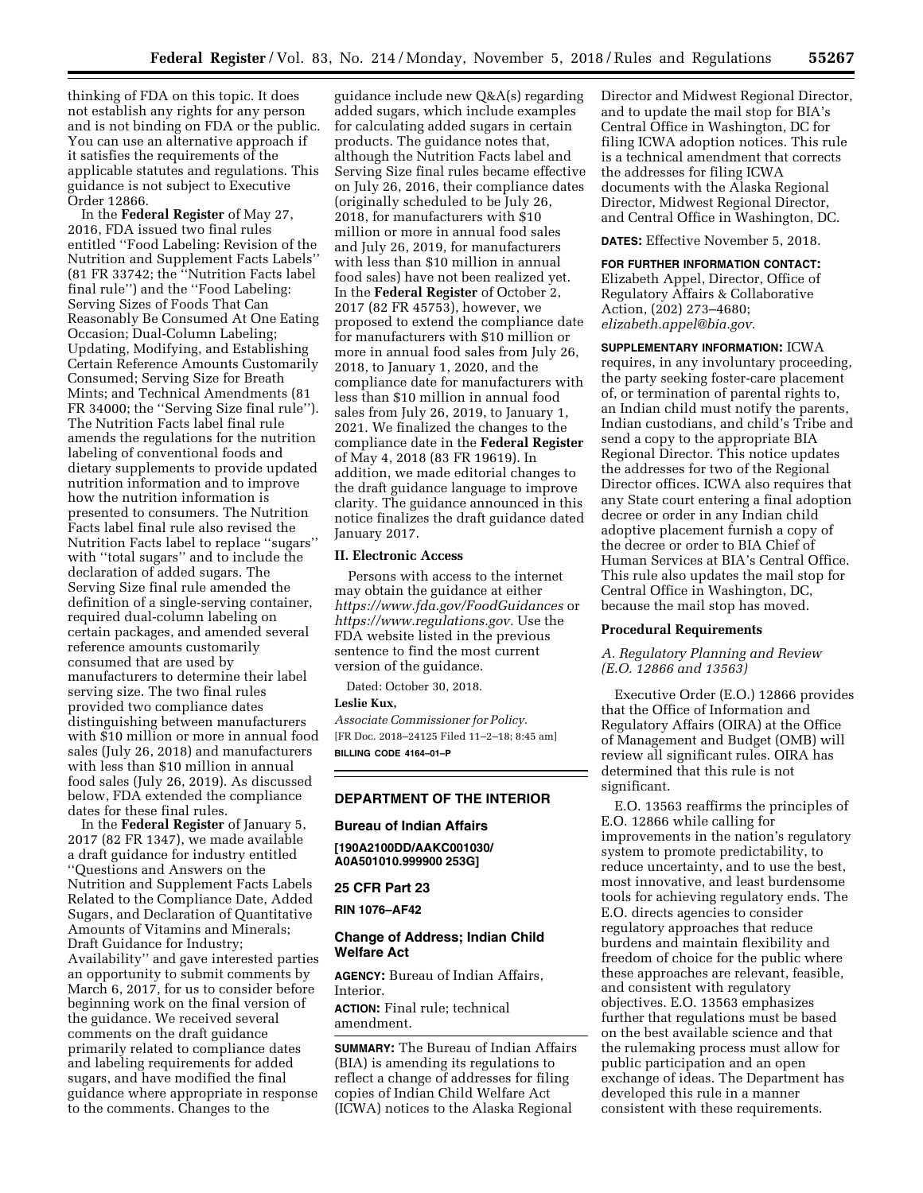thinking of FDA on this topic. It does not establish any rights for any person and is not binding on FDA or the public. You can use an alternative approach if it satisfies the requirements of the applicable statutes and regulations. This guidance is not subject to Executive Order 12866.

In the **Federal Register** of May 27, 2016, FDA issued two final rules entitled ''Food Labeling: Revision of the Nutrition and Supplement Facts Labels'' (81 FR 33742; the ''Nutrition Facts label final rule'') and the ''Food Labeling: Serving Sizes of Foods That Can Reasonably Be Consumed At One Eating Occasion; Dual-Column Labeling; Updating, Modifying, and Establishing Certain Reference Amounts Customarily Consumed; Serving Size for Breath Mints; and Technical Amendments (81 FR 34000; the ''Serving Size final rule''). The Nutrition Facts label final rule amends the regulations for the nutrition labeling of conventional foods and dietary supplements to provide updated nutrition information and to improve how the nutrition information is presented to consumers. The Nutrition Facts label final rule also revised the Nutrition Facts label to replace ''sugars'' with ''total sugars'' and to include the declaration of added sugars. The Serving Size final rule amended the definition of a single-serving container, required dual-column labeling on certain packages, and amended several reference amounts customarily consumed that are used by manufacturers to determine their label serving size. The two final rules provided two compliance dates distinguishing between manufacturers with $10 million or more in annual food sales (July 26, 2018) and manufacturers with less than $10 million in annual food sales (July 26, 2019). As discussed below, FDA extended the compliance dates for these final rules.

In the **Federal Register** of January 5, 2017 (82 FR 1347), we made available a draft guidance for industry entitled ''Questions and Answers on the Nutrition and Supplement Facts Labels Related to the Compliance Date, Added Sugars, and Declaration of Quantitative Amounts of Vitamins and Minerals; Draft Guidance for Industry; Availability'' and gave interested parties an opportunity to submit comments by March 6, 2017, for us to consider before beginning work on the final version of the guidance. We received several comments on the draft guidance primarily related to compliance dates and labeling requirements for added sugars, and have modified the final guidance where appropriate in response to the comments. Changes to the guidance include new Q&A(s) regarding added sugars, which include examples for calculating added sugars in certain products. The guidance notes that, although the Nutrition Facts label and Serving Size final rules became effective on July 26, 2016, their compliance dates (originally scheduled to be July 26, 2018, for manufacturers with $10 million or more in annual food sales and July 26, 2019, for manufacturers with less than $10 million in annual food sales) have not been realized yet. In the **Federal Register** of October 2, 2017 (82 FR 45753), however, we proposed to extend the compliance date for manufacturers with $10 million or more in annual food sales from July 26, 2018, to January 1, 2020, and the compliance date for manufacturers with less than $10 million in annual food sales from July 26, 2019, to January 1, 2021. We finalized the changes to the compliance date in the **Federal Register** of May 4, 2018 (83 FR 19619). In addition, we made editorial changes to the draft guidance language to improve clarity. The guidance announced in this notice finalizes the draft guidance dated January 2017.

## II. Electronic Access

Persons with access to the internet may obtain the guidance at either *https://www.fda.gov/FoodGuidances* or *https://www.regulations.gov.* Use the FDA website listed in the previous sentence to find the most current version of the guidance.

Dated: October 30, 2018.

**Leslie Kux,**

*Associate Commissioner for Policy.*

[FR Doc. 2018–24125 Filed 11–2–18; 8:45 am]

**BILLING CODE 4164–01–P**

## DEPARTMENT OF THE INTERIOR

### Bureau of Indian Affairs

**[190A2100DD/AAKC001030/A0A501010.999900 253G]**

### 25 CFR Part 23

**RIN 1076–AF42**

### Change of Address; Indian Child Welfare Act

**AGENCY:** Bureau of Indian Affairs, Interior.

**ACTION:** Final rule; technical amendment.

**SUMMARY:** The Bureau of Indian Affairs (BIA) is amending its regulations to reflect a change of addresses for filing copies of Indian Child Welfare Act (ICWA) notices to the Alaska Regional Director and Midwest Regional Director, and to update the mail stop for BIA's Central Office in Washington, DC for filing ICWA adoption notices. This rule is a technical amendment that corrects the addresses for filing ICWA documents with the Alaska Regional Director, Midwest Regional Director, and Central Office in Washington, DC.

**DATES:** Effective November 5, 2018.

**FOR FURTHER INFORMATION CONTACT:** Elizabeth Appel, Director, Office of Regulatory Affairs & Collaborative Action, (202) 273–4680; *elizabeth.appel@bia.gov.*

**SUPPLEMENTARY INFORMATION:** ICWA requires, in any involuntary proceeding, the party seeking foster-care placement of, or termination of parental rights to, an Indian child must notify the parents, Indian custodians, and child's Tribe and send a copy to the appropriate BIA Regional Director. This notice updates the addresses for two of the Regional Director offices. ICWA also requires that any State court entering a final adoption decree or order in any Indian child adoptive placement furnish a copy of the decree or order to BIA Chief of Human Services at BIA's Central Office. This rule also updates the mail stop for Central Office in Washington, DC, because the mail stop has moved.

### Procedural Requirements

*A. Regulatory Planning and Review (E.O. 12866 and 13563)*

Executive Order (E.O.) 12866 provides that the Office of Information and Regulatory Affairs (OIRA) at the Office of Management and Budget (OMB) will review all significant rules. OIRA has determined that this rule is not significant.

E.O. 13563 reaffirms the principles of E.O. 12866 while calling for improvements in the nation's regulatory system to promote predictability, to reduce uncertainty, and to use the best, most innovative, and least burdensome tools for achieving regulatory ends. The E.O. directs agencies to consider regulatory approaches that reduce burdens and maintain flexibility and freedom of choice for the public where these approaches are relevant, feasible, and consistent with regulatory objectives. E.O. 13563 emphasizes further that regulations must be based on the best available science and that the rulemaking process must allow for public participation and an open exchange of ideas. The Department has developed this rule in a manner consistent with these requirements.